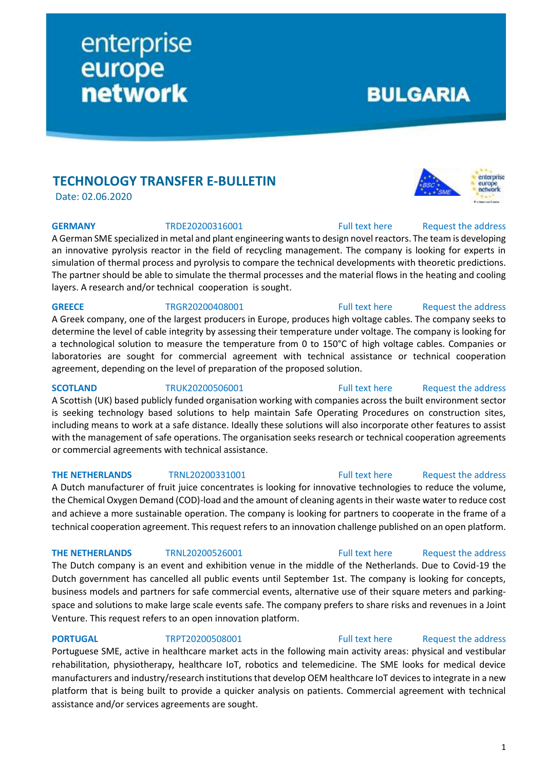enterprise europe network

BULGARIA

## TECHNOLOGY TRANSFER E-BULLETIN

Date: 02.06.2020

**GERMANY** TRDE20200316001 Full text here Request the address

A German SME specialized in metal and plant engineering wants to design novel reactors. The team is developing an innovative pyrolysis reactor in the field of recycling management. The company is looking for experts in simulation of thermal process and pyrolysis to compare the technical developments with theoretic predictions. The partner should be able to simulate the thermal processes and the material flows in the heating and cooling layers. A research and/or technical cooperation is sought.

**GREECE** TRGR20200408001 Full text here Request the address

A Greek company, one of the largest producers in Europe, produces high voltage cables. The company seeks to determine the level of cable integrity by assessing their temperature under voltage. The company is looking for a technological solution to measure the temperature from 0 to 150°C of high voltage cables. Companies or laboratories are sought for commercial agreement with technical assistance or technical cooperation agreement, depending on the level of preparation of the proposed solution.

**SCOTLAND** TRUK20200506001 Full text here Request the address

A Scottish (UK) based publicly funded organisation working with companies across the built environment sector is seeking technology based solutions to help maintain Safe Operating Procedures on construction sites, including means to work at a safe distance. Ideally these solutions will also incorporate other features to assist with the management of safe operations. The organisation seeks research or technical cooperation agreements or commercial agreements with technical assistance.

**THE NETHERLANDS** TRNL20200331001 Full text here Request the address

A Dutch manufacturer of fruit juice concentrates is looking for innovative technologies to reduce the volume, the Chemical Oxygen Demand (COD)-load and the amount of cleaning agents in their waste water to reduce cost and achieve a more sustainable operation. The company is looking for partners to cooperate in the frame of a technical cooperation agreement. This request refers to an innovation challenge published on an open platform.

**THE NETHERLANDS** TRNL20200526001 Full text here Request the address

The Dutch company is an event and exhibition venue in the middle of the Netherlands. Due to Covid-19 the Dutch government has cancelled all public events until September 1st. The company is looking for concepts, business models and partners for safe commercial events, alternative use of their square meters and parking-space and solutions to make large scale events safe. The company prefers to share risks and revenues in a Joint Venture. This request refers to an open innovation platform.

**PORTUGAL** TRPT20200508001 Full text here Request the address

Portuguese SME, active in healthcare market acts in the following main activity areas: physical and vestibular rehabilitation, physiotherapy, healthcare IoT, robotics and telemedicine. The SME looks for medical device manufacturers and industry/research institutions that develop OEM healthcare IoT devices to integrate in a new platform that is being built to provide a quicker analysis on patients. Commercial agreement with technical assistance and/or services agreements are sought.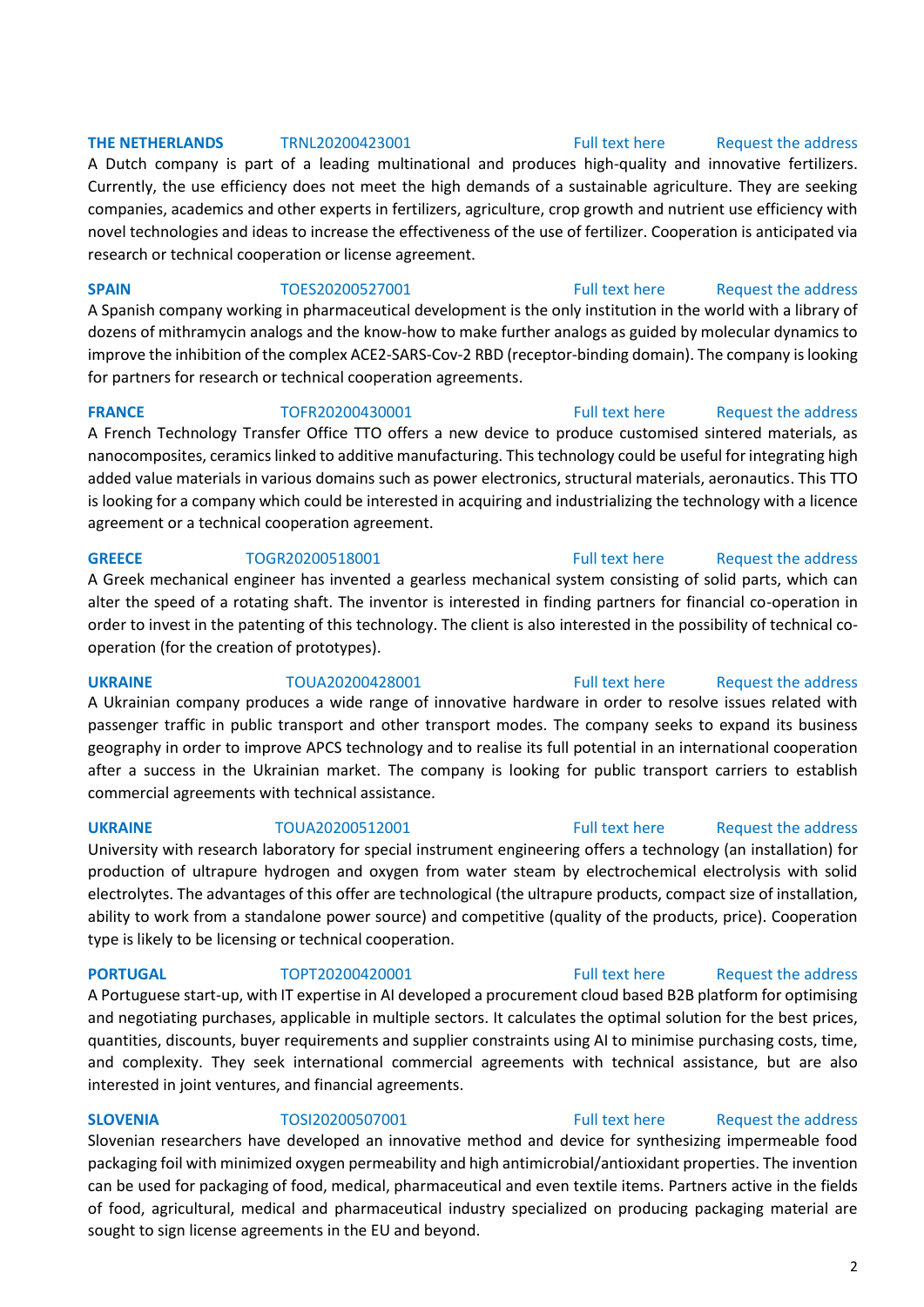**THE NETHERLANDS** TRNL20200423001 Full text here Request the address

A Dutch company is part of a leading multinational and produces high-quality and innovative fertilizers. Currently, the use efficiency does not meet the high demands of a sustainable agriculture. They are seeking companies, academics and other experts in fertilizers, agriculture, crop growth and nutrient use efficiency with novel technologies and ideas to increase the effectiveness of the use of fertilizer. Cooperation is anticipated via research or technical cooperation or license agreement.

**SPAIN** TOES20200527001 Full text here Request the address

A Spanish company working in pharmaceutical development is the only institution in the world with a library of dozens of mithramycin analogs and the know-how to make further analogs as guided by molecular dynamics to improve the inhibition of the complex ACE2-SARS-Cov-2 RBD (receptor-binding domain). The company is looking for partners for research or technical cooperation agreements.

**FRANCE** TOFR20200430001 Full text here Request the address

A French Technology Transfer Office TTO offers a new device to produce customised sintered materials, as nanocomposites, ceramics linked to additive manufacturing. This technology could be useful for integrating high added value materials in various domains such as power electronics, structural materials, aeronautics. This TTO is looking for a company which could be interested in acquiring and industrializing the technology with a licence agreement or a technical cooperation agreement.

**GREECE** TOGR20200518001 Full text here Request the address

A Greek mechanical engineer has invented a gearless mechanical system consisting of solid parts, which can alter the speed of a rotating shaft. The inventor is interested in finding partners for financial co-operation in order to invest in the patenting of this technology. The client is also interested in the possibility of technical co-operation (for the creation of prototypes).

**UKRAINE** TOUA20200428001 Full text here Request the address

A Ukrainian company produces a wide range of innovative hardware in order to resolve issues related with passenger traffic in public transport and other transport modes. The company seeks to expand its business geography in order to improve APCS technology and to realise its full potential in an international cooperation after a success in the Ukrainian market. The company is looking for public transport carriers to establish commercial agreements with technical assistance.

**UKRAINE** TOUA20200512001 Full text here Request the address

University with research laboratory for special instrument engineering offers a technology (an installation) for production of ultrapure hydrogen and oxygen from water steam by electrochemical electrolysis with solid electrolytes. The advantages of this offer are technological (the ultrapure products, compact size of installation, ability to work from a standalone power source) and competitive (quality of the products, price). Cooperation type is likely to be licensing or technical cooperation.

**PORTUGAL** TOPT20200420001 Full text here Request the address

A Portuguese start-up, with IT expertise in AI developed a procurement cloud based B2B platform for optimising and negotiating purchases, applicable in multiple sectors. It calculates the optimal solution for the best prices, quantities, discounts, buyer requirements and supplier constraints using AI to minimise purchasing costs, time, and complexity. They seek international commercial agreements with technical assistance, but are also interested in joint ventures, and financial agreements.

**SLOVENIA** TOSI20200507001 Full text here Request the address

Slovenian researchers have developed an innovative method and device for synthesizing impermeable food packaging foil with minimized oxygen permeability and high antimicrobial/antioxidant properties. The invention can be used for packaging of food, medical, pharmaceutical and even textile items. Partners active in the fields of food, agricultural, medical and pharmaceutical industry specialized on producing packaging material are sought to sign license agreements in the EU and beyond.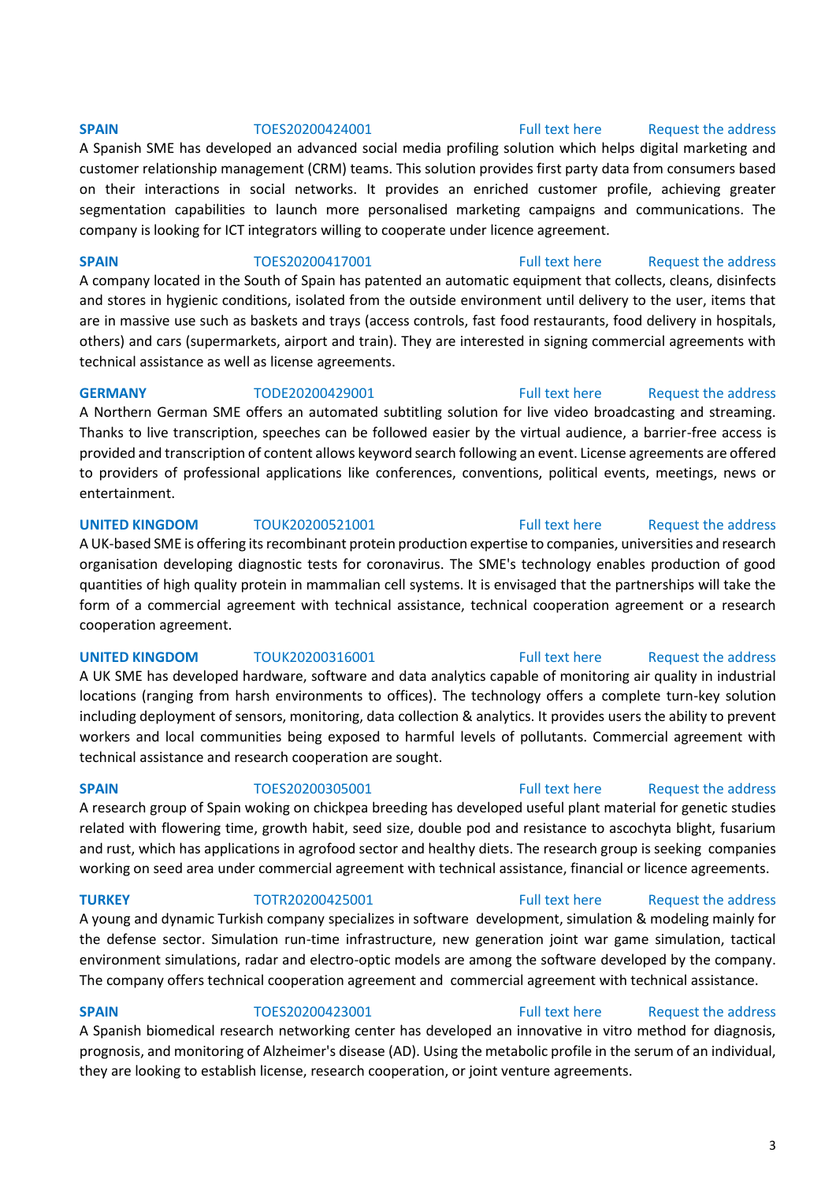**SPAIN** TOES20200424001 Full text here Request the address

A Spanish SME has developed an advanced social media profiling solution which helps digital marketing and customer relationship management (CRM) teams. This solution provides first party data from consumers based on their interactions in social networks. It provides an enriched customer profile, achieving greater segmentation capabilities to launch more personalised marketing campaigns and communications. The company is looking for ICT integrators willing to cooperate under licence agreement.

**SPAIN** TOES20200417001 Full text here Request the address

A company located in the South of Spain has patented an automatic equipment that collects, cleans, disinfects and stores in hygienic conditions, isolated from the outside environment until delivery to the user, items that are in massive use such as baskets and trays (access controls, fast food restaurants, food delivery in hospitals, others) and cars (supermarkets, airport and train). They are interested in signing commercial agreements with technical assistance as well as license agreements.

**GERMANY** TODE20200429001 Full text here Request the address

A Northern German SME offers an automated subtitling solution for live video broadcasting and streaming. Thanks to live transcription, speeches can be followed easier by the virtual audience, a barrier-free access is provided and transcription of content allows keyword search following an event. License agreements are offered to providers of professional applications like conferences, conventions, political events, meetings, news or entertainment.

**UNITED KINGDOM** TOUK20200521001 Full text here Request the address

A UK-based SME is offering its recombinant protein production expertise to companies, universities and research organisation developing diagnostic tests for coronavirus. The SME's technology enables production of good quantities of high quality protein in mammalian cell systems. It is envisaged that the partnerships will take the form of a commercial agreement with technical assistance, technical cooperation agreement or a research cooperation agreement.

**UNITED KINGDOM** TOUK20200316001 Full text here Request the address

A UK SME has developed hardware, software and data analytics capable of monitoring air quality in industrial locations (ranging from harsh environments to offices). The technology offers a complete turn-key solution including deployment of sensors, monitoring, data collection & analytics. It provides users the ability to prevent workers and local communities being exposed to harmful levels of pollutants. Commercial agreement with technical assistance and research cooperation are sought.

**SPAIN** TOES20200305001 Full text here Request the address

A research group of Spain woking on chickpea breeding has developed useful plant material for genetic studies related with flowering time, growth habit, seed size, double pod and resistance to ascochyta blight, fusarium and rust, which has applications in agrofood sector and healthy diets. The research group is seeking companies working on seed area under commercial agreement with technical assistance, financial or licence agreements.

**TURKEY** TOTR20200425001 Full text here Request the address

A young and dynamic Turkish company specializes in software development, simulation & modeling mainly for the defense sector. Simulation run-time infrastructure, new generation joint war game simulation, tactical environment simulations, radar and electro-optic models are among the software developed by the company. The company offers technical cooperation agreement and commercial agreement with technical assistance.

**SPAIN** TOES20200423001 Full text here Request the address

A Spanish biomedical research networking center has developed an innovative in vitro method for diagnosis, prognosis, and monitoring of Alzheimer's disease (AD). Using the metabolic profile in the serum of an individual, they are looking to establish license, research cooperation, or joint venture agreements.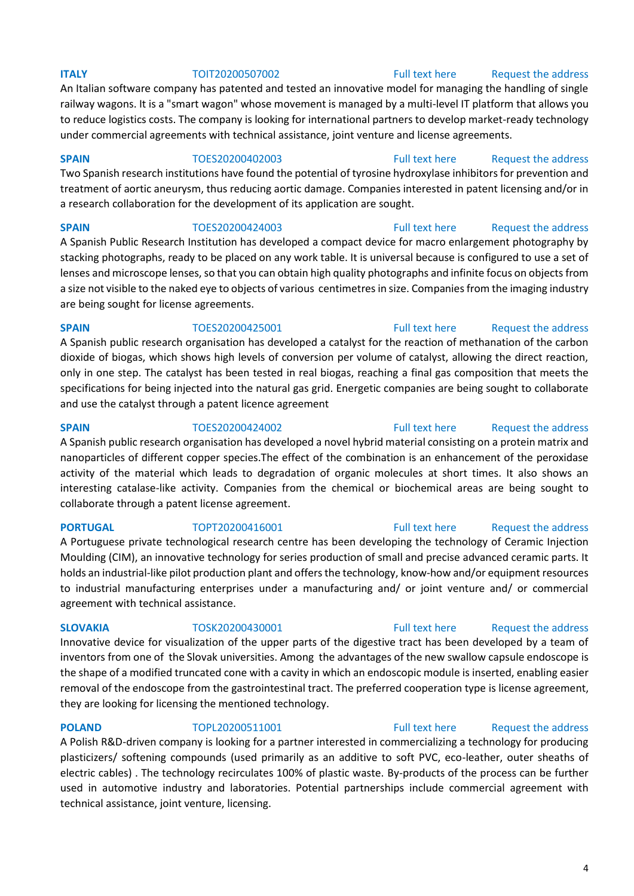**ITALY** TOIT20200507002 Full text here Request the address

An Italian software company has patented and tested an innovative model for managing the handling of single railway wagons. It is a "smart wagon" whose movement is managed by a multi-level IT platform that allows you to reduce logistics costs. The company is looking for international partners to develop market-ready technology under commercial agreements with technical assistance, joint venture and license agreements.

**SPAIN** TOES20200402003 Full text here Request the address

Two Spanish research institutions have found the potential of tyrosine hydroxylase inhibitors for prevention and treatment of aortic aneurysm, thus reducing aortic damage. Companies interested in patent licensing and/or in a research collaboration for the development of its application are sought.

**SPAIN** TOES20200424003 Full text here Request the address

A Spanish Public Research Institution has developed a compact device for macro enlargement photography by stacking photographs, ready to be placed on any work table. It is universal because is configured to use a set of lenses and microscope lenses, so that you can obtain high quality photographs and infinite focus on objects from a size not visible to the naked eye to objects of various centimetres in size. Companies from the imaging industry are being sought for license agreements.

**SPAIN** TOES20200425001 Full text here Request the address

A Spanish public research organisation has developed a catalyst for the reaction of methanation of the carbon dioxide of biogas, which shows high levels of conversion per volume of catalyst, allowing the direct reaction, only in one step. The catalyst has been tested in real biogas, reaching a final gas composition that meets the specifications for being injected into the natural gas grid. Energetic companies are being sought to collaborate and use the catalyst through a patent licence agreement

**SPAIN** TOES20200424002 Full text here Request the address

A Spanish public research organisation has developed a novel hybrid material consisting on a protein matrix and nanoparticles of different copper species.The effect of the combination is an enhancement of the peroxidase activity of the material which leads to degradation of organic molecules at short times. It also shows an interesting catalase-like activity. Companies from the chemical or biochemical areas are being sought to collaborate through a patent license agreement.

**PORTUGAL** TOPT20200416001 Full text here Request the address

A Portuguese private technological research centre has been developing the technology of Ceramic Injection Moulding (CIM), an innovative technology for series production of small and precise advanced ceramic parts. It holds an industrial-like pilot production plant and offers the technology, know-how and/or equipment resources to industrial manufacturing enterprises under a manufacturing and/ or joint venture and/ or commercial agreement with technical assistance.

**SLOVAKIA** TOSK20200430001 Full text here Request the address

Innovative device for visualization of the upper parts of the digestive tract has been developed by a team of inventors from one of the Slovak universities. Among the advantages of the new swallow capsule endoscope is the shape of a modified truncated cone with a cavity in which an endoscopic module is inserted, enabling easier removal of the endoscope from the gastrointestinal tract. The preferred cooperation type is license agreement, they are looking for licensing the mentioned technology.

**POLAND** TOPL20200511001 Full text here Request the address

A Polish R&D-driven company is looking for a partner interested in commercializing a technology for producing plasticizers/ softening compounds (used primarily as an additive to soft PVC, eco-leather, outer sheaths of electric cables) . The technology recirculates 100% of plastic waste. By-products of the process can be further used in automotive industry and laboratories. Potential partnerships include commercial agreement with technical assistance, joint venture, licensing.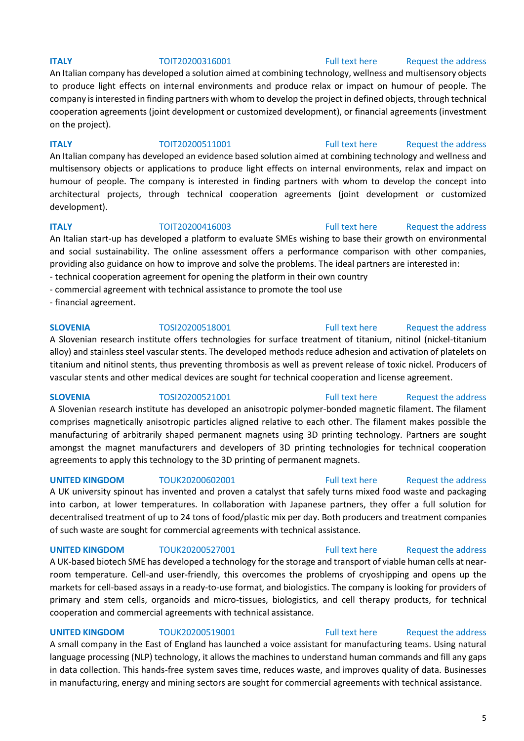**ITALY** TOIT20200316001 Full text here Request the address

An Italian company has developed a solution aimed at combining technology, wellness and multisensory objects to produce light effects on internal environments and produce relax or impact on humour of people. The company is interested in finding partners with whom to develop the project in defined objects, through technical cooperation agreements (joint development or customized development), or financial agreements (investment on the project).

**ITALY** TOIT20200511001 Full text here Request the address

An Italian company has developed an evidence based solution aimed at combining technology and wellness and multisensory objects or applications to produce light effects on internal environments, relax and impact on humour of people. The company is interested in finding partners with whom to develop the concept into architectural projects, through technical cooperation agreements (joint development or customized development).

**ITALY** TOIT20200416003 Full text here Request the address

An Italian start-up has developed a platform to evaluate SMEs wishing to base their growth on environmental and social sustainability. The online assessment offers a performance comparison with other companies, providing also guidance on how to improve and solve the problems. The ideal partners are interested in:

- technical cooperation agreement for opening the platform in their own country
- commercial agreement with technical assistance to promote the tool use
- financial agreement.

**SLOVENIA** TOSI20200518001 Full text here Request the address

A Slovenian research institute offers technologies for surface treatment of titanium, nitinol (nickel-titanium alloy) and stainless steel vascular stents. The developed methods reduce adhesion and activation of platelets on titanium and nitinol stents, thus preventing thrombosis as well as prevent release of toxic nickel. Producers of vascular stents and other medical devices are sought for technical cooperation and license agreement.

**SLOVENIA** TOSI20200521001 Full text here Request the address

A Slovenian research institute has developed an anisotropic polymer-bonded magnetic filament. The filament comprises magnetically anisotropic particles aligned relative to each other. The filament makes possible the manufacturing of arbitrarily shaped permanent magnets using 3D printing technology. Partners are sought amongst the magnet manufacturers and developers of 3D printing technologies for technical cooperation agreements to apply this technology to the 3D printing of permanent magnets.

**UNITED KINGDOM** TOUK20200602001 Full text here Request the address

A UK university spinout has invented and proven a catalyst that safely turns mixed food waste and packaging into carbon, at lower temperatures. In collaboration with Japanese partners, they offer a full solution for decentralised treatment of up to 24 tons of food/plastic mix per day. Both producers and treatment companies of such waste are sought for commercial agreements with technical assistance.

**UNITED KINGDOM** TOUK20200527001 Full text here Request the address

A UK-based biotech SME has developed a technology for the storage and transport of viable human cells at near-room temperature. Cell-and user-friendly, this overcomes the problems of cryoshipping and opens up the markets for cell-based assays in a ready-to-use format, and biologistics. The company is looking for providers of primary and stem cells, organoids and micro-tissues, biologistics, and cell therapy products, for technical cooperation and commercial agreements with technical assistance.

**UNITED KINGDOM** TOUK20200519001 Full text here Request the address

A small company in the East of England has launched a voice assistant for manufacturing teams. Using natural language processing (NLP) technology, it allows the machines to understand human commands and fill any gaps in data collection. This hands-free system saves time, reduces waste, and improves quality of data. Businesses in manufacturing, energy and mining sectors are sought for commercial agreements with technical assistance.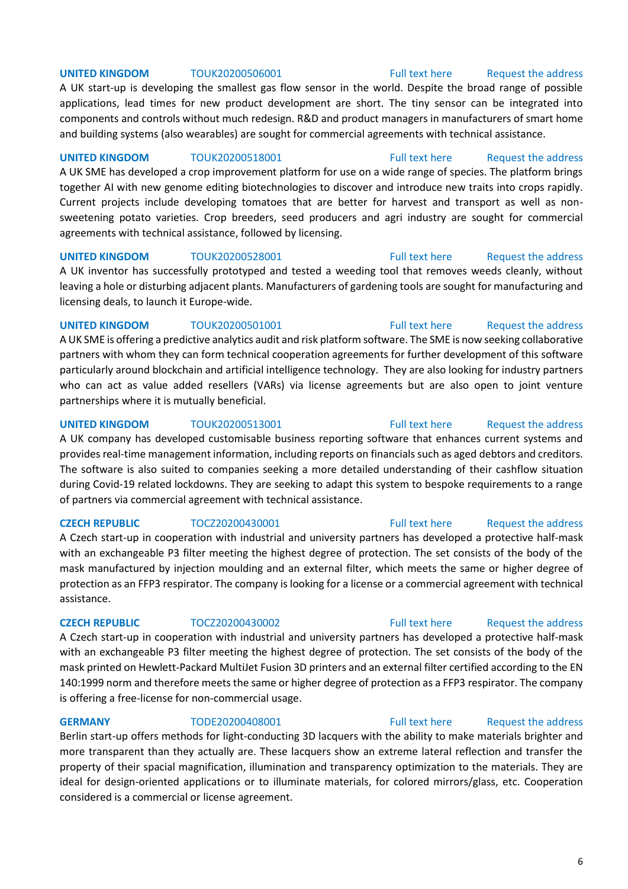**UNITED KINGDOM** TOUK20200506001 Full text here Request the address

A UK start-up is developing the smallest gas flow sensor in the world. Despite the broad range of possible applications, lead times for new product development are short. The tiny sensor can be integrated into components and controls without much redesign. R&D and product managers in manufacturers of smart home and building systems (also wearables) are sought for commercial agreements with technical assistance.

**UNITED KINGDOM** TOUK20200518001 Full text here Request the address

A UK SME has developed a crop improvement platform for use on a wide range of species. The platform brings together AI with new genome editing biotechnologies to discover and introduce new traits into crops rapidly. Current projects include developing tomatoes that are better for harvest and transport as well as non-sweetening potato varieties. Crop breeders, seed producers and agri industry are sought for commercial agreements with technical assistance, followed by licensing.

**UNITED KINGDOM** TOUK20200528001 Full text here Request the address

A UK inventor has successfully prototyped and tested a weeding tool that removes weeds cleanly, without leaving a hole or disturbing adjacent plants. Manufacturers of gardening tools are sought for manufacturing and licensing deals, to launch it Europe-wide.

**UNITED KINGDOM** TOUK20200501001 Full text here Request the address

A UK SME is offering a predictive analytics audit and risk platform software. The SME is now seeking collaborative partners with whom they can form technical cooperation agreements for further development of this software particularly around blockchain and artificial intelligence technology. They are also looking for industry partners who can act as value added resellers (VARs) via license agreements but are also open to joint venture partnerships where it is mutually beneficial.

**UNITED KINGDOM** TOUK20200513001 Full text here Request the address

A UK company has developed customisable business reporting software that enhances current systems and provides real-time management information, including reports on financials such as aged debtors and creditors. The software is also suited to companies seeking a more detailed understanding of their cashflow situation during Covid-19 related lockdowns. They are seeking to adapt this system to bespoke requirements to a range of partners via commercial agreement with technical assistance.

**CZECH REPUBLIC** TOCZ20200430001 Full text here Request the address

A Czech start-up in cooperation with industrial and university partners has developed a protective half-mask with an exchangeable P3 filter meeting the highest degree of protection. The set consists of the body of the mask manufactured by injection moulding and an external filter, which meets the same or higher degree of protection as an FFP3 respirator. The company is looking for a license or a commercial agreement with technical assistance.

**CZECH REPUBLIC** TOCZ20200430002 Full text here Request the address

A Czech start-up in cooperation with industrial and university partners has developed a protective half-mask with an exchangeable P3 filter meeting the highest degree of protection. The set consists of the body of the mask printed on Hewlett-Packard MultiJet Fusion 3D printers and an external filter certified according to the EN 140:1999 norm and therefore meets the same or higher degree of protection as a FFP3 respirator. The company is offering a free-license for non-commercial usage.

**GERMANY** TODE20200408001 Full text here Request the address

Berlin start-up offers methods for light-conducting 3D lacquers with the ability to make materials brighter and more transparent than they actually are. These lacquers show an extreme lateral reflection and transfer the property of their spacial magnification, illumination and transparency optimization to the materials. They are ideal for design-oriented applications or to illuminate materials, for colored mirrors/glass, etc. Cooperation considered is a commercial or license agreement.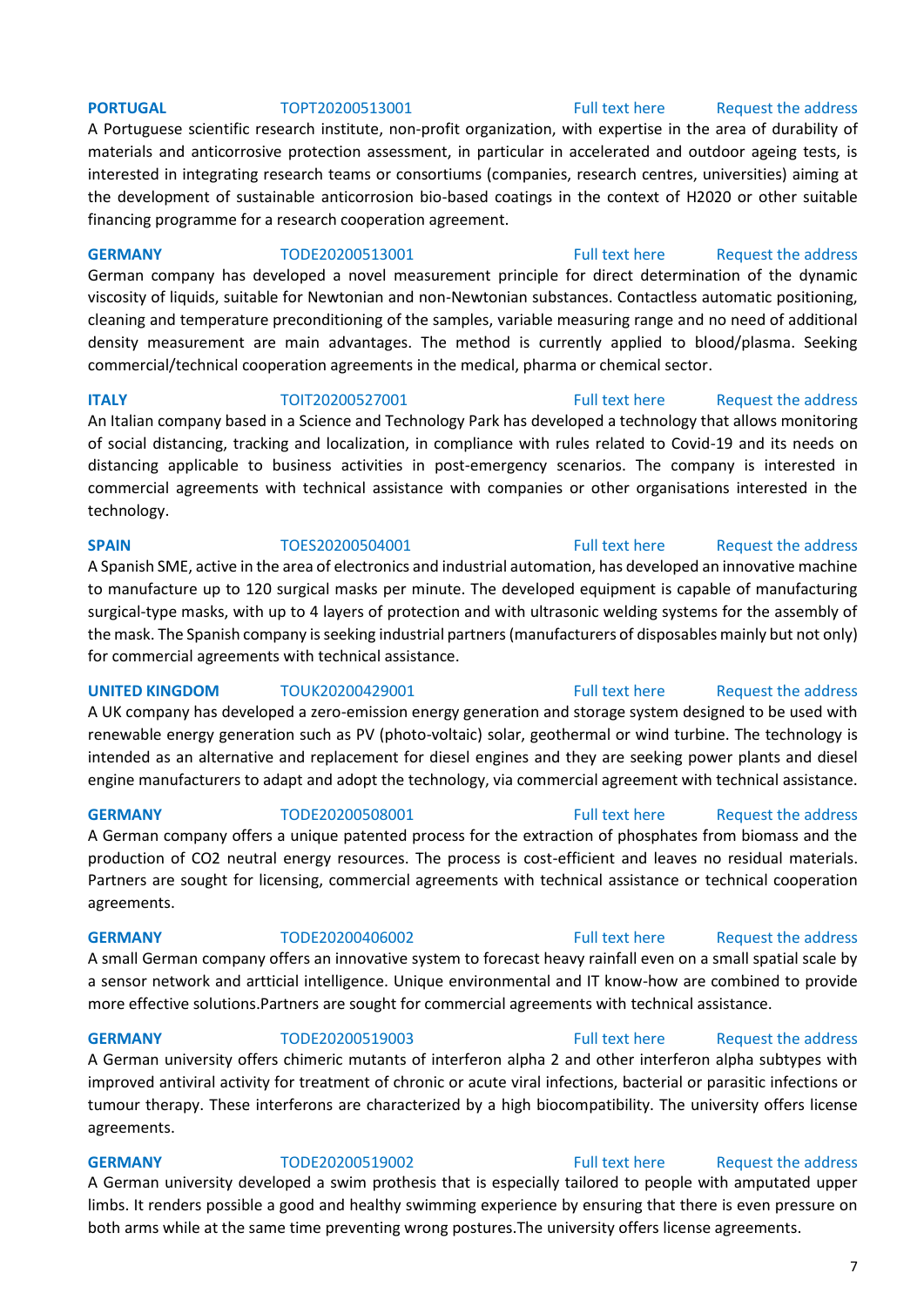**PORTUGAL** TOPT20200513001 Full text here Request the address

A Portuguese scientific research institute, non-profit organization, with expertise in the area of durability of materials and anticorrosive protection assessment, in particular in accelerated and outdoor ageing tests, is interested in integrating research teams or consortiums (companies, research centres, universities) aiming at the development of sustainable anticorrosion bio-based coatings in the context of H2020 or other suitable financing programme for a research cooperation agreement.

**GERMANY** TODE20200513001 Full text here Request the address

German company has developed a novel measurement principle for direct determination of the dynamic viscosity of liquids, suitable for Newtonian and non-Newtonian substances. Contactless automatic positioning, cleaning and temperature preconditioning of the samples, variable measuring range and no need of additional density measurement are main advantages. The method is currently applied to blood/plasma. Seeking commercial/technical cooperation agreements in the medical, pharma or chemical sector.

**ITALY** TOIT20200527001 Full text here Request the address

An Italian company based in a Science and Technology Park has developed a technology that allows monitoring of social distancing, tracking and localization, in compliance with rules related to Covid-19 and its needs on distancing applicable to business activities in post-emergency scenarios. The company is interested in commercial agreements with technical assistance with companies or other organisations interested in the technology.

**SPAIN** TOES20200504001 Full text here Request the address

A Spanish SME, active in the area of electronics and industrial automation, has developed an innovative machine to manufacture up to 120 surgical masks per minute. The developed equipment is capable of manufacturing surgical-type masks, with up to 4 layers of protection and with ultrasonic welding systems for the assembly of the mask. The Spanish company is seeking industrial partners (manufacturers of disposables mainly but not only) for commercial agreements with technical assistance.

**UNITED KINGDOM** TOUK20200429001 Full text here Request the address

A UK company has developed a zero-emission energy generation and storage system designed to be used with renewable energy generation such as PV (photo-voltaic) solar, geothermal or wind turbine. The technology is intended as an alternative and replacement for diesel engines and they are seeking power plants and diesel engine manufacturers to adapt and adopt the technology, via commercial agreement with technical assistance.

**GERMANY** TODE20200508001 Full text here Request the address

A German company offers a unique patented process for the extraction of phosphates from biomass and the production of $CO_2$ neutral energy resources. The process is cost-efficient and leaves no residual materials. Partners are sought for licensing, commercial agreements with technical assistance or technical cooperation agreements.

**GERMANY** TODE20200406002 Full text here Request the address

A small German company offers an innovative system to forecast heavy rainfall even on a small spatial scale by a sensor network and artticial intelligence. Unique environmental and IT know-how are combined to provide more effective solutions.Partners are sought for commercial agreements with technical assistance.

**GERMANY** TODE20200519003 Full text here Request the address

A German university offers chimeric mutants of interferon alpha 2 and other interferon alpha subtypes with improved antiviral activity for treatment of chronic or acute viral infections, bacterial or parasitic infections or tumour therapy. These interferons are characterized by a high biocompatibility. The university offers license agreements.

**GERMANY** TODE20200519002 Full text here Request the address

A German university developed a swim prothesis that is especially tailored to people with amputated upper limbs. It renders possible a good and healthy swimming experience by ensuring that there is even pressure on both arms while at the same time preventing wrong postures.The university offers license agreements.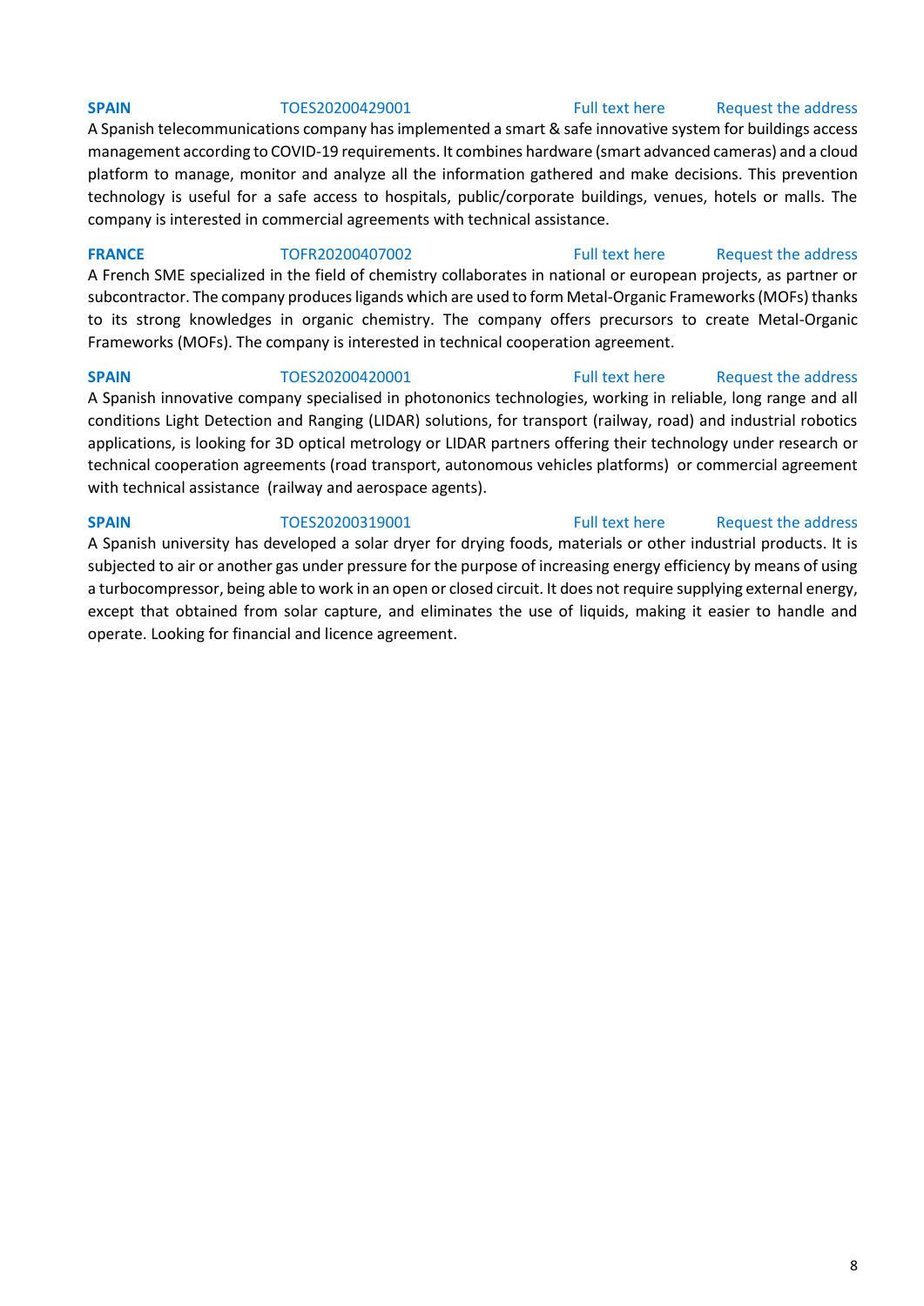**SPAIN** TOES20200429001 Full text here Request the address

A Spanish telecommunications company has implemented a smart & safe innovative system for buildings access management according to COVID-19 requirements. It combines hardware (smart advanced cameras) and a cloud platform to manage, monitor and analyze all the information gathered and make decisions. This prevention technology is useful for a safe access to hospitals, public/corporate buildings, venues, hotels or malls. The company is interested in commercial agreements with technical assistance.

**FRANCE** TOFR20200407002 Full text here Request the address

A French SME specialized in the field of chemistry collaborates in national or european projects, as partner or subcontractor. The company produces ligands which are used to form Metal-Organic Frameworks (MOFs) thanks to its strong knowledges in organic chemistry. The company offers precursors to create Metal-Organic Frameworks (MOFs). The company is interested in technical cooperation agreement.

**SPAIN** TOES20200420001 Full text here Request the address

A Spanish innovative company specialised in photonics technologies, working in reliable, long range and all conditions Light Detection and Ranging (LIDAR) solutions, for transport (railway, road) and industrial robotics applications, is looking for 3D optical metrology or LIDAR partners offering their technology under research or technical cooperation agreements (road transport, autonomous vehicles platforms) or commercial agreement with technical assistance (railway and aerospace agents).

**SPAIN** TOES20200319001 Full text here Request the address

A Spanish university has developed a solar dryer for drying foods, materials or other industrial products. It is subjected to air or another gas under pressure for the purpose of increasing energy efficiency by means of using a turbocompressor, being able to work in an open or closed circuit. It does not require supplying external energy, except that obtained from solar capture, and eliminates the use of liquids, making it easier to handle and operate. Looking for financial and licence agreement.